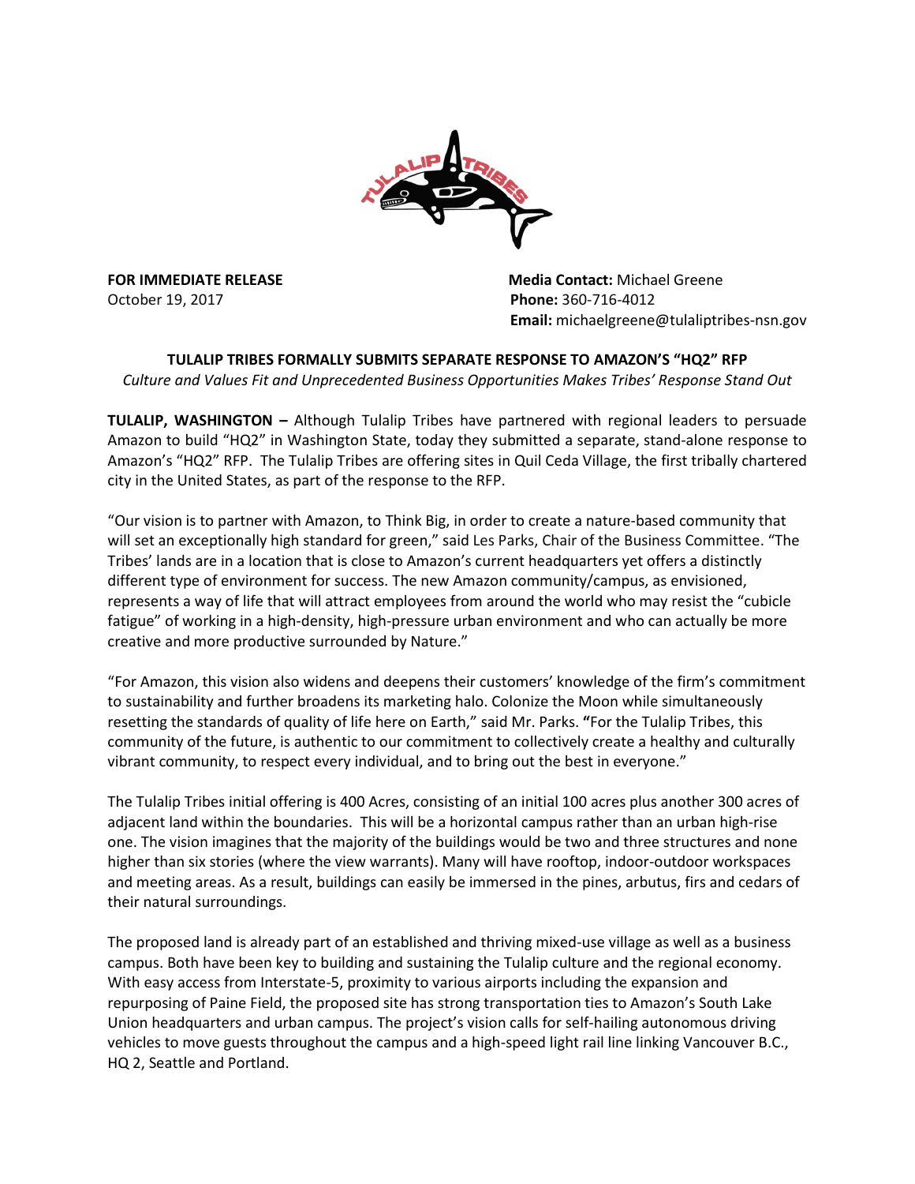**FOR IMMEDIATE RELEASE**
October 19, 2017

**Media Contact:** Michael Greene
**Phone:** 360-716-4012
**Email:** michaelgreene@tulaliptribes-nsn.gov

## TULALIP TRIBES FORMALLY SUBMITS SEPARATE RESPONSE TO AMAZON'S "HQ2" RFP

*Culture and Values Fit and Unprecedented Business Opportunities Makes Tribes' Response Stand Out*

**TULALIP, WASHINGTON –** Although Tulalip Tribes have partnered with regional leaders to persuade Amazon to build "HQ2" in Washington State, today they submitted a separate, stand-alone response to Amazon's "HQ2" RFP. The Tulalip Tribes are offering sites in Quil Ceda Village, the first tribally chartered city in the United States, as part of the response to the RFP.

"Our vision is to partner with Amazon, to Think Big, in order to create a nature-based community that will set an exceptionally high standard for green," said Les Parks, Chair of the Business Committee. "The Tribes' lands are in a location that is close to Amazon's current headquarters yet offers a distinctly different type of environment for success. The new Amazon community/campus, as envisioned, represents a way of life that will attract employees from around the world who may resist the "cubicle fatigue" of working in a high-density, high-pressure urban environment and who can actually be more creative and more productive surrounded by Nature."

"For Amazon, this vision also widens and deepens their customers' knowledge of the firm's commitment to sustainability and further broadens its marketing halo. Colonize the Moon while simultaneously resetting the standards of quality of life here on Earth," said Mr. Parks. **"**For the Tulalip Tribes, this community of the future, is authentic to our commitment to collectively create a healthy and culturally vibrant community, to respect every individual, and to bring out the best in everyone."

The Tulalip Tribes initial offering is 400 Acres, consisting of an initial 100 acres plus another 300 acres of adjacent land within the boundaries. This will be a horizontal campus rather than an urban high-rise one. The vision imagines that the majority of the buildings would be two and three structures and none higher than six stories (where the view warrants). Many will have rooftop, indoor-outdoor workspaces and meeting areas. As a result, buildings can easily be immersed in the pines, arbutus, firs and cedars of their natural surroundings.

The proposed land is already part of an established and thriving mixed-use village as well as a business campus. Both have been key to building and sustaining the Tulalip culture and the regional economy. With easy access from Interstate-5, proximity to various airports including the expansion and repurposing of Paine Field, the proposed site has strong transportation ties to Amazon's South Lake Union headquarters and urban campus. The project's vision calls for self-hailing autonomous driving vehicles to move guests throughout the campus and a high-speed light rail line linking Vancouver B.C., HQ 2, Seattle and Portland.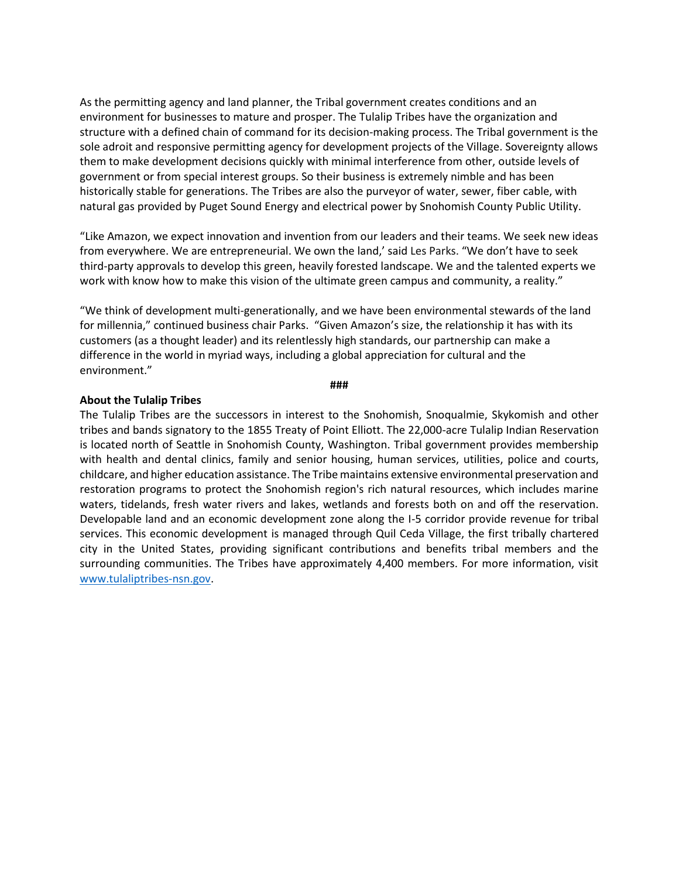As the permitting agency and land planner, the Tribal government creates conditions and an environment for businesses to mature and prosper. The Tulalip Tribes have the organization and structure with a defined chain of command for its decision-making process. The Tribal government is the sole adroit and responsive permitting agency for development projects of the Village. Sovereignty allows them to make development decisions quickly with minimal interference from other, outside levels of government or from special interest groups. So their business is extremely nimble and has been historically stable for generations. The Tribes are also the purveyor of water, sewer, fiber cable, with natural gas provided by Puget Sound Energy and electrical power by Snohomish County Public Utility.

"Like Amazon, we expect innovation and invention from our leaders and their teams. We seek new ideas from everywhere. We are entrepreneurial. We own the land,' said Les Parks. "We don't have to seek third-party approvals to develop this green, heavily forested landscape. We and the talented experts we work with know how to make this vision of the ultimate green campus and community, a reality."

"We think of development multi-generationally, and we have been environmental stewards of the land for millennia," continued business chair Parks. "Given Amazon's size, the relationship it has with its customers (as a thought leader) and its relentlessly high standards, our partnership can make a difference in the world in myriad ways, including a global appreciation for cultural and the environment."

**###**

**About the Tulalip Tribes**

The Tulalip Tribes are the successors in interest to the Snohomish, Snoqualmie, Skykomish and other tribes and bands signatory to the 1855 Treaty of Point Elliott. The 22,000-acre Tulalip Indian Reservation is located north of Seattle in Snohomish County, Washington. Tribal government provides membership with health and dental clinics, family and senior housing, human services, utilities, police and courts, childcare, and higher education assistance. The Tribe maintains extensive environmental preservation and restoration programs to protect the Snohomish region's rich natural resources, which includes marine waters, tidelands, fresh water rivers and lakes, wetlands and forests both on and off the reservation. Developable land and an economic development zone along the I-5 corridor provide revenue for tribal services. This economic development is managed through Quil Ceda Village, the first tribally chartered city in the United States, providing significant contributions and benefits tribal members and the surrounding communities. The Tribes have approximately 4,400 members. For more information, visit www.tulaliptribes-nsn.gov.